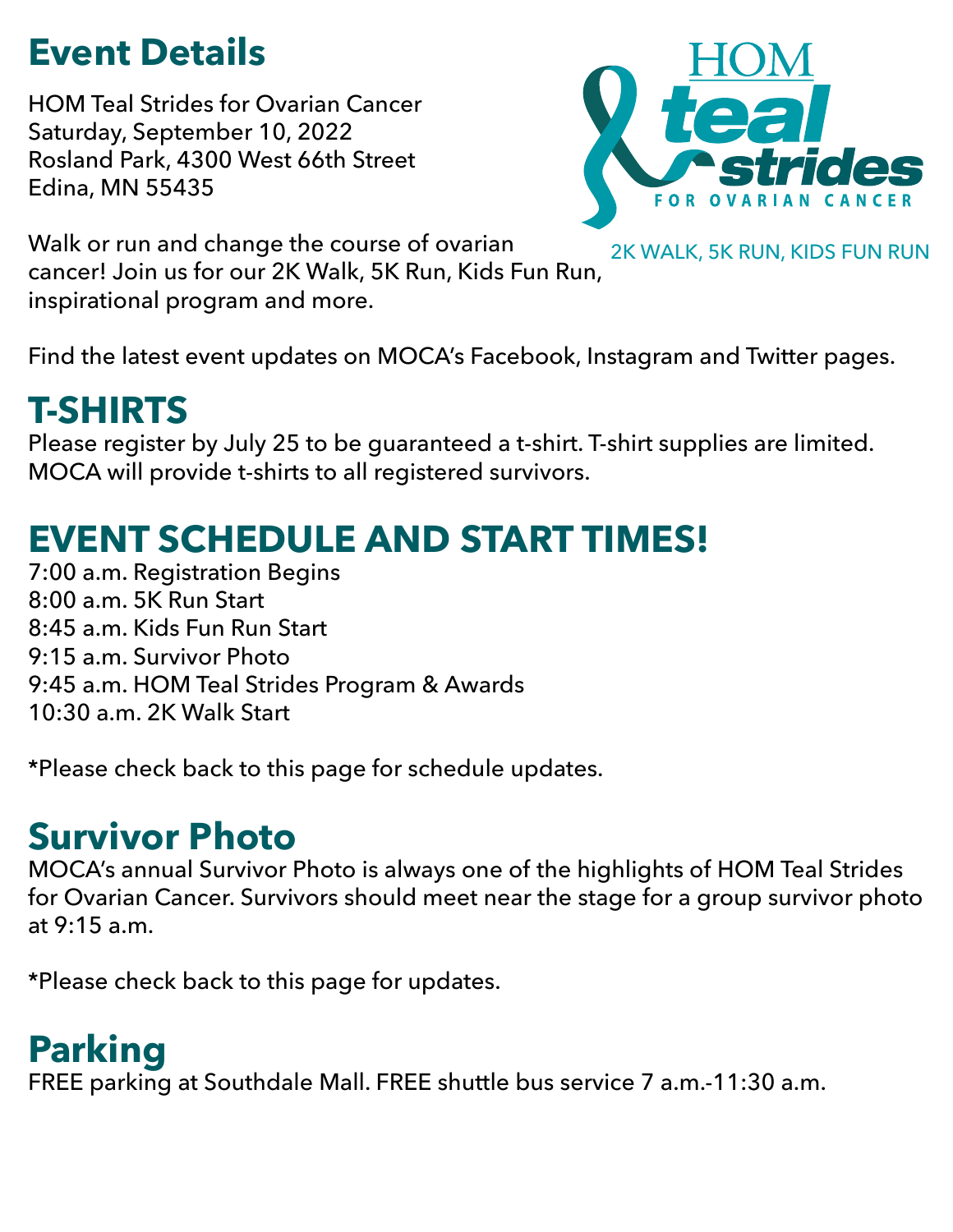## Event Details

HOM Teal Strides for Ovarian Cancer
Saturday, September 10, 2022
Rosland Park, 4300 West 66th Street
Edina, MN 55435

HOM teal strides FOR OVARIAN CANCER

2K WALK, 5K RUN, KIDS FUN RUN

Walk or run and change the course of ovarian cancer! Join us for our 2K Walk, 5K Run, Kids Fun Run, inspirational program and more.

Find the latest event updates on MOCA's Facebook, Instagram and Twitter pages.

## T-SHIRTS

Please register by July 25 to be guaranteed a t-shirt. T-shirt supplies are limited. MOCA will provide t-shirts to all registered survivors.

## EVENT SCHEDULE AND START TIMES!

7:00 a.m. Registration Begins
8:00 a.m. 5K Run Start
8:45 a.m. Kids Fun Run Start
9:15 a.m. Survivor Photo
9:45 a.m. HOM Teal Strides Program & Awards
10:30 a.m. 2K Walk Start

*Please check back to this page for schedule updates.

## Survivor Photo

MOCA's annual Survivor Photo is always one of the highlights of HOM Teal Strides for Ovarian Cancer. Survivors should meet near the stage for a group survivor photo at 9:15 a.m.

*Please check back to this page for updates.

## Parking

FREE parking at Southdale Mall. FREE shuttle bus service 7 a.m.-11:30 a.m.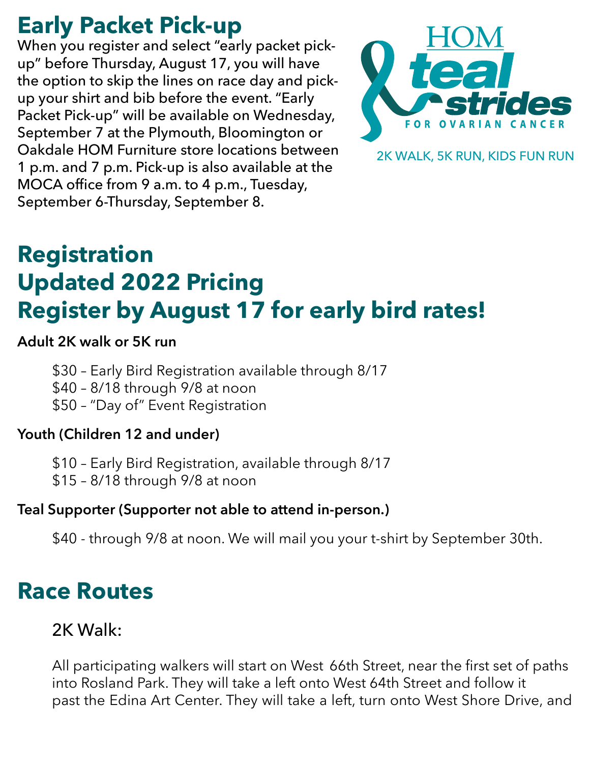## Early Packet Pick-up

When you register and select "early packet pick-up" before Thursday, August 17, you will have the option to skip the lines on race day and pick-up your shirt and bib before the event. "Early Packet Pick-up" will be available on Wednesday, September 7 at the Plymouth, Bloomington or Oakdale HOM Furniture store locations between 1 p.m. and 7 p.m. Pick-up is also available at the MOCA office from 9 a.m. to 4 p.m., Tuesday, September 6-Thursday, September 8.

HOM teal strides FOR OVARIAN CANCER

2K WALK, 5K RUN, KIDS FUN RUN

## Registration
## Updated 2022 Pricing
## Register by August 17 for early bird rates!

**Adult 2K walk or 5K run**

- $30 – Early Bird Registration available through 8/17
- $40 – 8/18 through 9/8 at noon
- $50 – "Day of" Event Registration

**Youth (Children 12 and under)**

- $10 – Early Bird Registration, available through 8/17
- $15 – 8/18 through 9/8 at noon

**Teal Supporter (Supporter not able to attend in-person.)**

$40 - through 9/8 at noon. We will mail you your t-shirt by September 30th.

## Race Routes

### 2K Walk:

All participating walkers will start on West 66th Street, near the first set of paths into Rosland Park. They will take a left onto West 64th Street and follow it past the Edina Art Center. They will take a left, turn onto West Shore Drive, and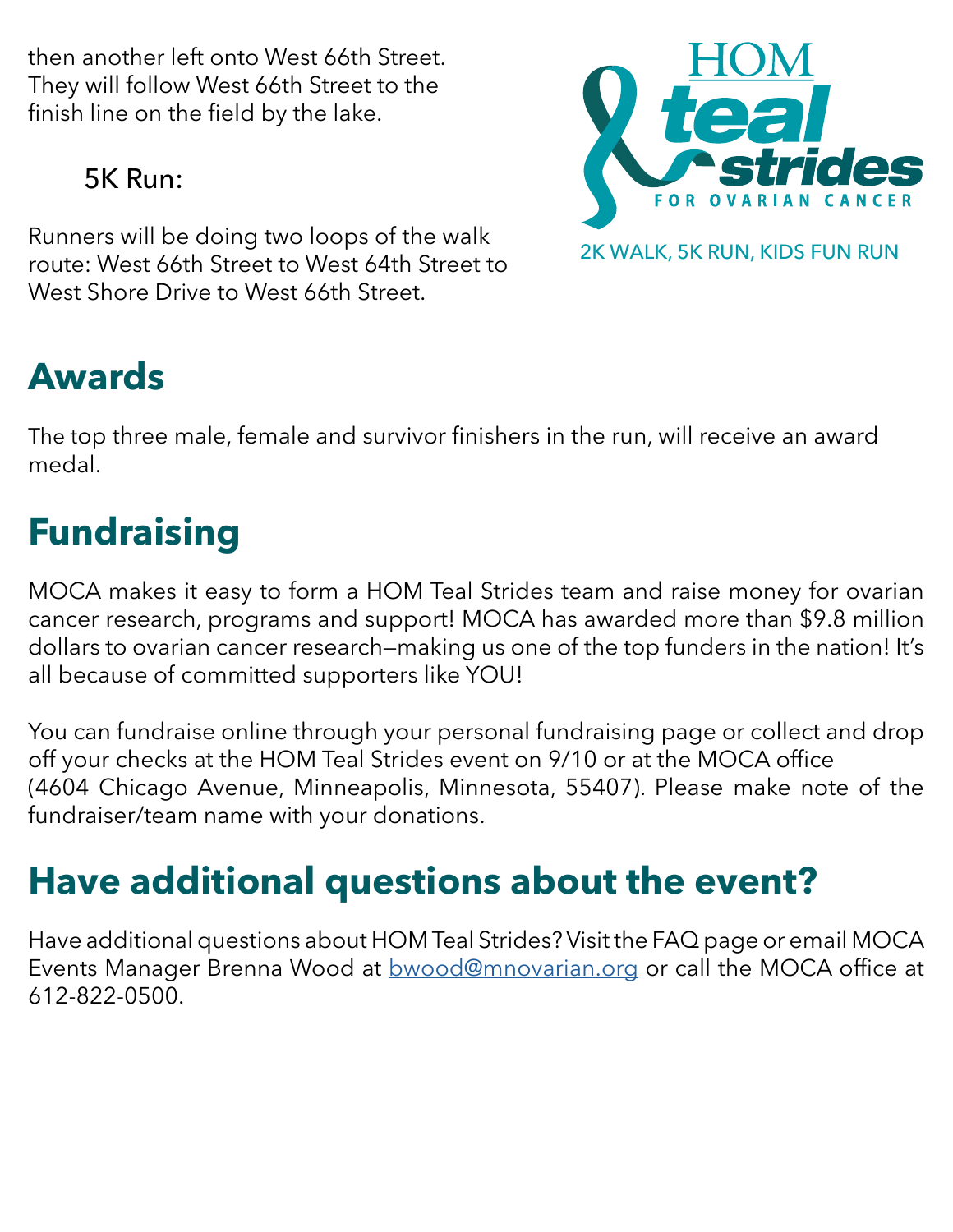then another left onto West 66th Street. They will follow West 66th Street to the finish line on the field by the lake.

### 5K Run:

Runners will be doing two loops of the walk route: West 66th Street to West 64th Street to West Shore Drive to West 66th Street.

HOM teal strides FOR OVARIAN CANCER

2K WALK, 5K RUN, KIDS FUN RUN

## Awards

The top three male, female and survivor finishers in the run, will receive an award medal.

## Fundraising

MOCA makes it easy to form a HOM Teal Strides team and raise money for ovarian cancer research, programs and support! MOCA has awarded more than $9.8 million dollars to ovarian cancer research—making us one of the top funders in the nation! It's all because of committed supporters like YOU!

You can fundraise online through your personal fundraising page or collect and drop off your checks at the HOM Teal Strides event on 9/10 or at the MOCA office (4604 Chicago Avenue, Minneapolis, Minnesota, 55407). Please make note of the fundraiser/team name with your donations.

## Have additional questions about the event?

Have additional questions about HOM Teal Strides? Visit the FAQ page or email MOCA Events Manager Brenna Wood at bwood@mnovarian.org or call the MOCA office at 612-822-0500.